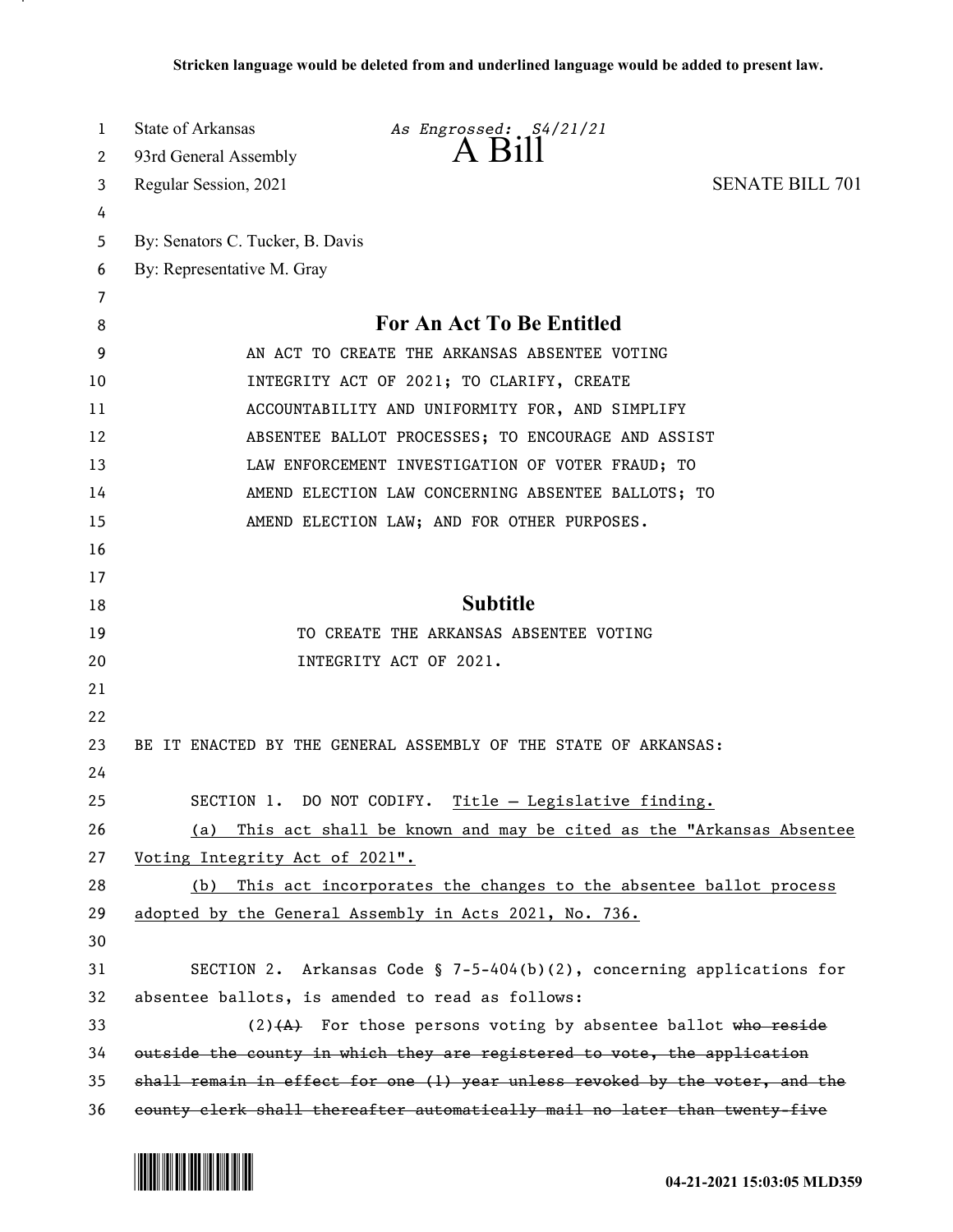**Stricken language would be deleted from and underlined language would be added to present law.**

State of Arkansas — *As Engrossed: S4/21/21*

93rd General Assembly

# A Bill

Regular Session, 2021 — SENATE BILL 701

By: Senators C. Tucker, B. Davis

By: Representative M. Gray

## For An Act To Be Entitled

AN ACT TO CREATE THE ARKANSAS ABSENTEE VOTING INTEGRITY ACT OF 2021; TO CLARIFY, CREATE ACCOUNTABILITY AND UNIFORMITY FOR, AND SIMPLIFY ABSENTEE BALLOT PROCESSES; TO ENCOURAGE AND ASSIST LAW ENFORCEMENT INVESTIGATION OF VOTER FRAUD; TO AMEND ELECTION LAW CONCERNING ABSENTEE BALLOTS; TO AMEND ELECTION LAW; AND FOR OTHER PURPOSES.

## Subtitle

TO CREATE THE ARKANSAS ABSENTEE VOTING INTEGRITY ACT OF 2021.

BE IT ENACTED BY THE GENERAL ASSEMBLY OF THE STATE OF ARKANSAS:

SECTION 1. DO NOT CODIFY. <u>Title — Legislative finding.</u>

<u>(a) This act shall be known and may be cited as the "Arkansas Absentee Voting Integrity Act of 2021".</u>

<u>(b) This act incorporates the changes to the absentee ballot process adopted by the General Assembly in Acts 2021, No. 736.</u>

SECTION 2. Arkansas Code § 7-5-404(b)(2), concerning applications for absentee ballots, is amended to read as follows:

(2)~~(A)~~ For those persons voting by absentee ballot ~~who reside outside the county in which they are registered to vote, the application shall remain in effect for one (1) year unless revoked by the voter, and the county clerk shall thereafter automatically mail no later than twenty-five~~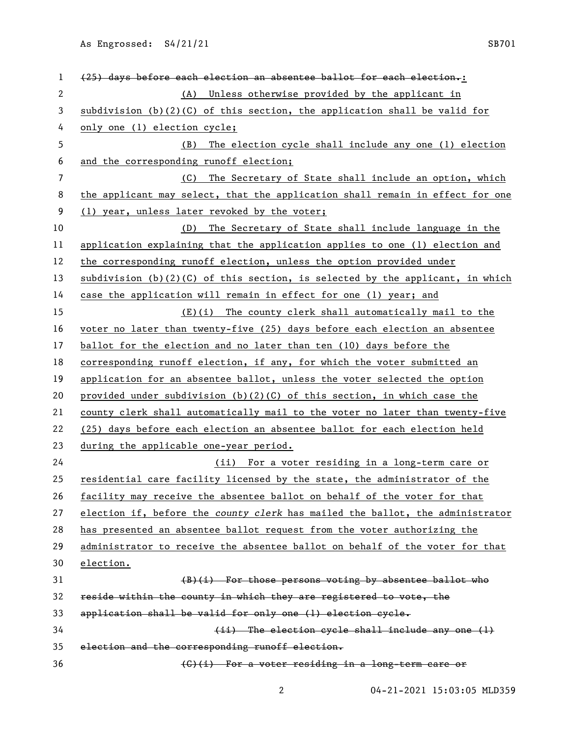~~(25) days before each election an absentee ballot for each election.~~:

(A) Unless otherwise provided by the applicant in subdivision (b)(2)(C) of this section, the application shall be valid for only one (1) election cycle;

(B) The election cycle shall include any one (1) election and the corresponding runoff election;

(C) The Secretary of State shall include an option, which the applicant may select, that the application shall remain in effect for one (1) year, unless later revoked by the voter;

(D) The Secretary of State shall include language in the application explaining that the application applies to one (1) election and the corresponding runoff election, unless the option provided under subdivision (b)(2)(C) of this section, is selected by the applicant, in which case the application will remain in effect for one (1) year; and

(E)(i) The county clerk shall automatically mail to the voter no later than twenty-five (25) days before each election an absentee ballot for the election and no later than ten (10) days before the corresponding runoff election, if any, for which the voter submitted an application for an absentee ballot, unless the voter selected the option provided under subdivision (b)(2)(C) of this section, in which case the county clerk shall automatically mail to the voter no later than twenty-five (25) days before each election an absentee ballot for each election held during the applicable one-year period.

(ii) For a voter residing in a long-term care or residential care facility licensed by the state, the administrator of the facility may receive the absentee ballot on behalf of the voter for that election if, before the *county clerk* has mailed the ballot, the administrator has presented an absentee ballot request from the voter authorizing the administrator to receive the absentee ballot on behalf of the voter for that election.

~~(B)(i) For those persons voting by absentee ballot who reside within the county in which they are registered to vote, the application shall be valid for only one (1) election cycle.~~

~~(ii) The election cycle shall include any one (1) election and the corresponding runoff election.~~

~~(C)(i) For a voter residing in a long-term care or~~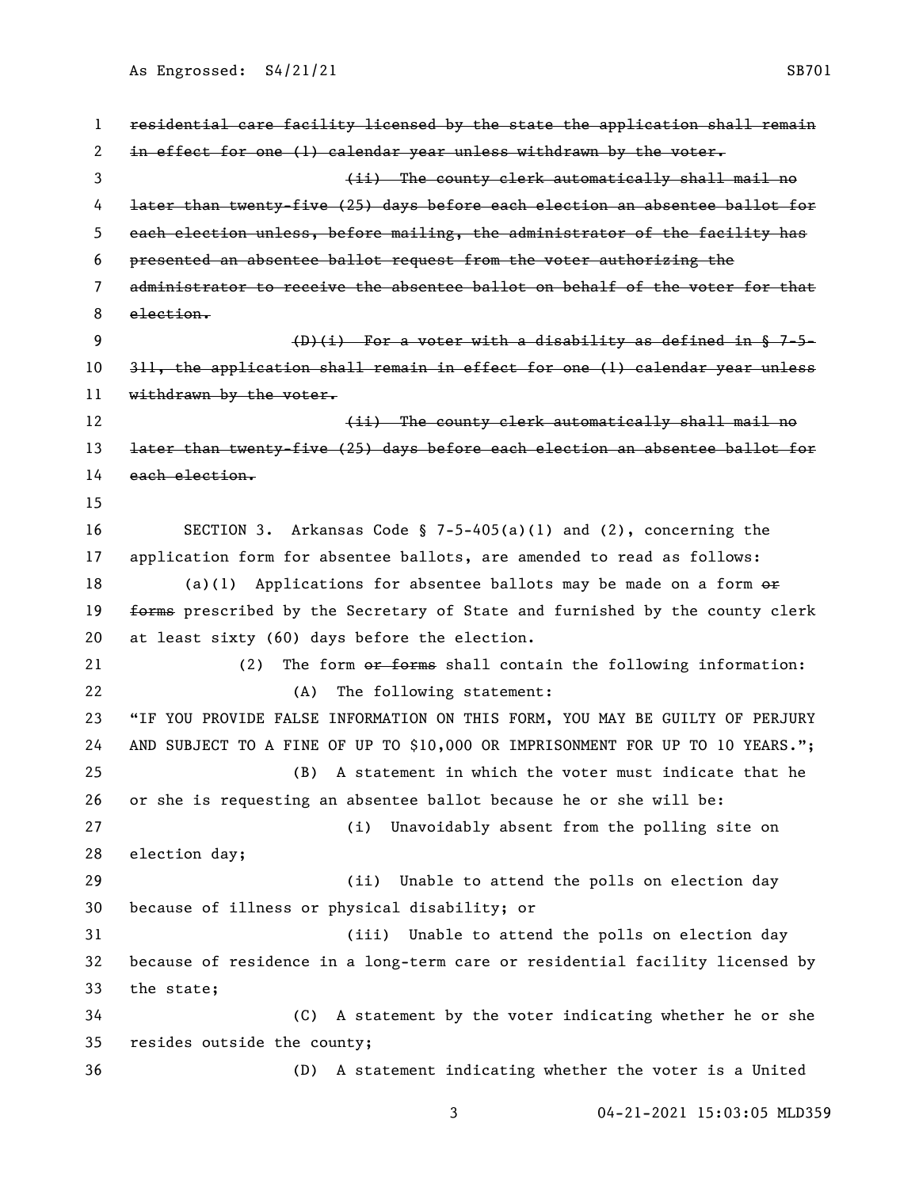~~residential care facility licensed by the state the application shall remain in effect for one (1) calendar year unless withdrawn by the voter.~~

~~(ii) The county clerk automatically shall mail no later than twenty-five (25) days before each election an absentee ballot for each election unless, before mailing, the administrator of the facility has presented an absentee ballot request from the voter authorizing the administrator to receive the absentee ballot on behalf of the voter for that election.~~

~~(D)(i) For a voter with a disability as defined in § 7-5-311, the application shall remain in effect for one (1) calendar year unless withdrawn by the voter.~~

~~(ii) The county clerk automatically shall mail no later than twenty-five (25) days before each election an absentee ballot for each election.~~

SECTION 3. Arkansas Code § 7-5-405(a)(1) and (2), concerning the application form for absentee ballots, are amended to read as follows:

(a)(1) Applications for absentee ballots may be made on a form ~~or forms~~ prescribed by the Secretary of State and furnished by the county clerk at least sixty (60) days before the election.

(2) The form ~~or forms~~ shall contain the following information:

(A) The following statement:

"IF YOU PROVIDE FALSE INFORMATION ON THIS FORM, YOU MAY BE GUILTY OF PERJURY AND SUBJECT TO A FINE OF UP TO $10,000 OR IMPRISONMENT FOR UP TO 10 YEARS.";

(B) A statement in which the voter must indicate that he or she is requesting an absentee ballot because he or she will be:

(i) Unavoidably absent from the polling site on election day;

(ii) Unable to attend the polls on election day because of illness or physical disability; or

(iii) Unable to attend the polls on election day because of residence in a long-term care or residential facility licensed by the state;

(C) A statement by the voter indicating whether he or she resides outside the county;

(D) A statement indicating whether the voter is a United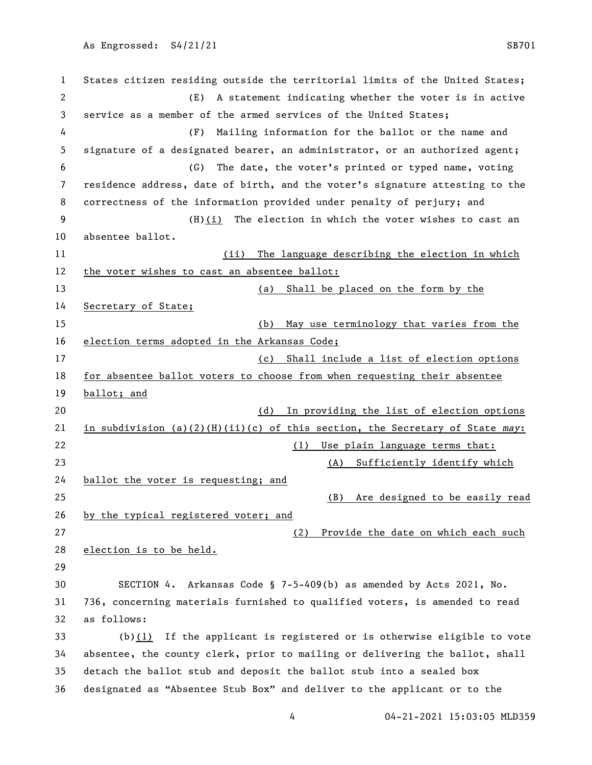States citizen residing outside the territorial limits of the United States;

(E) A statement indicating whether the voter is in active service as a member of the armed services of the United States;

(F) Mailing information for the ballot or the name and signature of a designated bearer, an administrator, or an authorized agent;

(G) The date, the voter's printed or typed name, voting residence address, date of birth, and the voter's signature attesting to the correctness of the information provided under penalty of perjury; and

(H)<u>(i)</u> The election in which the voter wishes to cast an absentee ballot.

<u>(ii) The language describing the election in which the voter wishes to cast an absentee ballot:</u>

<u>(a) Shall be placed on the form by the Secretary of State;</u>

<u>(b) May use terminology that varies from the election terms adopted in the Arkansas Code;</u>

<u>(c) Shall include a list of election options for absentee ballot voters to choose from when requesting their absentee ballot; and</u>

<u>(d) In providing the list of election options in subdivision (a)(2)(H)(ii)(c) of this section, the Secretary of State *may*:</u>

<u>(1) Use plain language terms that:</u>

<u>(A) Sufficiently identify which ballot the voter is requesting; and</u>

<u>(B) Are designed to be easily read by the typical registered voter; and</u>

<u>(2) Provide the date on which each such election is to be held.</u>

SECTION 4. Arkansas Code § 7-5-409(b) as amended by Acts 2021, No. 736, concerning materials furnished to qualified voters, is amended to read as follows:

(b)<u>(1)</u> If the applicant is registered or is otherwise eligible to vote absentee, the county clerk, prior to mailing or delivering the ballot, shall detach the ballot stub and deposit the ballot stub into a sealed box designated as "Absentee Stub Box" and deliver to the applicant or to the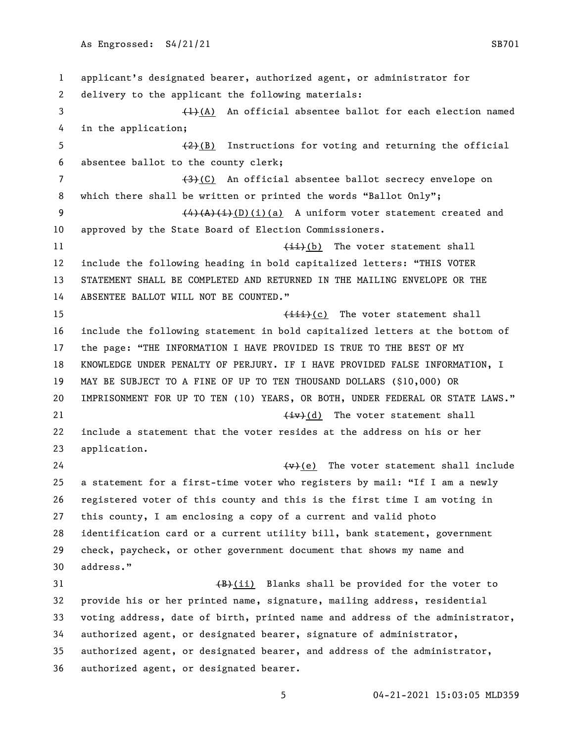applicant's designated bearer, authorized agent, or administrator for delivery to the applicant the following materials:

~~(1)~~<u>(A)</u> An official absentee ballot for each election named in the application;

~~(2)~~<u>(B)</u> Instructions for voting and returning the official absentee ballot to the county clerk;

~~(3)~~<u>(C)</u> An official absentee ballot secrecy envelope on which there shall be written or printed the words "Ballot Only";

~~(4)(A)(i)~~<u>(D)(i)(a)</u> A uniform voter statement created and approved by the State Board of Election Commissioners.

~~(ii)~~<u>(b)</u> The voter statement shall include the following heading in bold capitalized letters: "THIS VOTER STATEMENT SHALL BE COMPLETED AND RETURNED IN THE MAILING ENVELOPE OR THE ABSENTEE BALLOT WILL NOT BE COUNTED."

~~(iii)~~<u>(c)</u> The voter statement shall include the following statement in bold capitalized letters at the bottom of the page: "THE INFORMATION I HAVE PROVIDED IS TRUE TO THE BEST OF MY KNOWLEDGE UNDER PENALTY OF PERJURY. IF I HAVE PROVIDED FALSE INFORMATION, I MAY BE SUBJECT TO A FINE OF UP TO TEN THOUSAND DOLLARS ($10,000) OR IMPRISONMENT FOR UP TO TEN (10) YEARS, OR BOTH, UNDER FEDERAL OR STATE LAWS."

~~(iv)~~<u>(d)</u> The voter statement shall include a statement that the voter resides at the address on his or her application.

~~(v)~~<u>(e)</u> The voter statement shall include a statement for a first-time voter who registers by mail: "If I am a newly registered voter of this county and this is the first time I am voting in this county, I am enclosing a copy of a current and valid photo identification card or a current utility bill, bank statement, government check, paycheck, or other government document that shows my name and address."

~~(B)~~<u>(ii)</u> Blanks shall be provided for the voter to provide his or her printed name, signature, mailing address, residential voting address, date of birth, printed name and address of the administrator, authorized agent, or designated bearer, signature of administrator, authorized agent, or designated bearer, and address of the administrator, authorized agent, or designated bearer.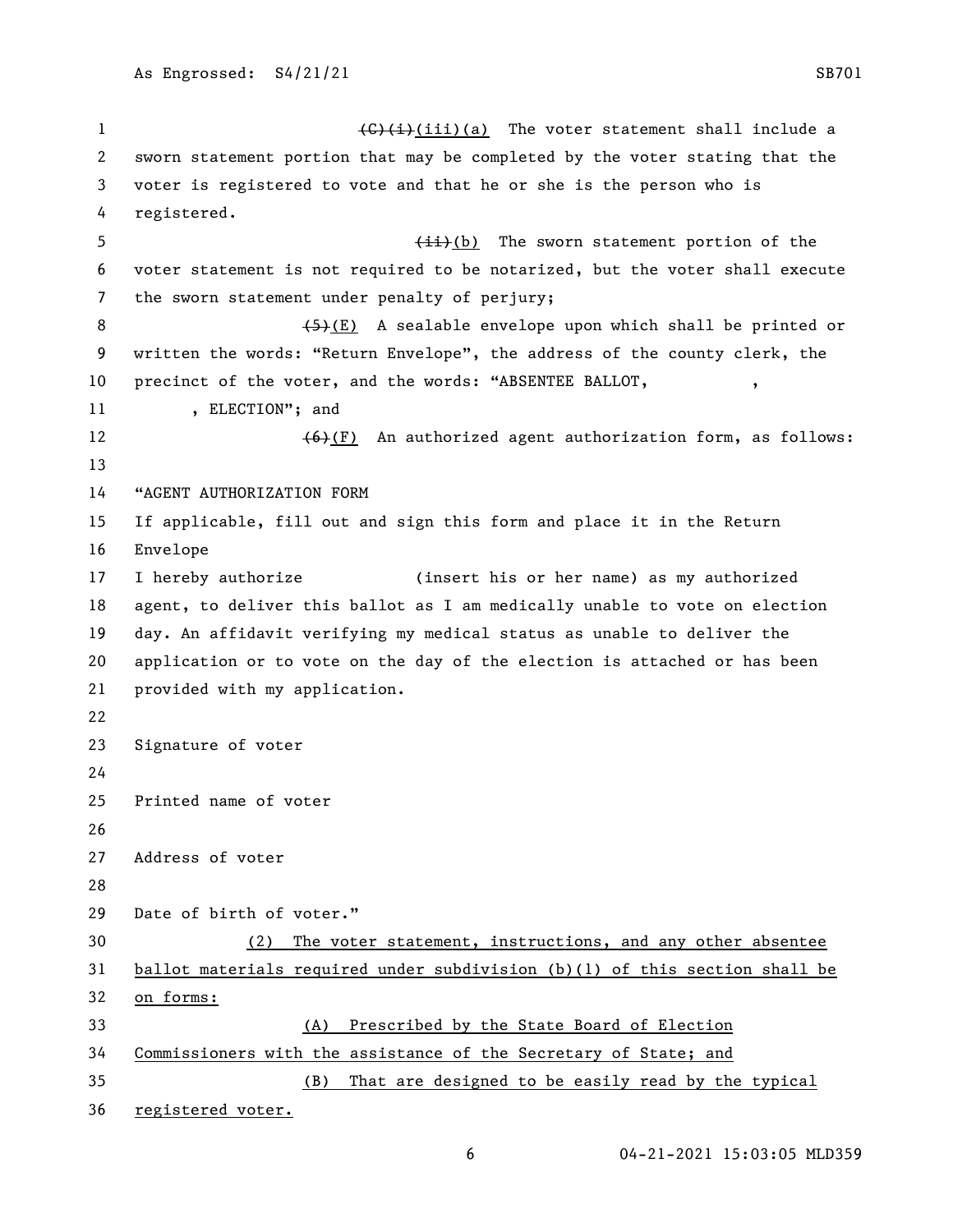~~(C)(i)~~(iii)(a) The voter statement shall include a sworn statement portion that may be completed by the voter stating that the voter is registered to vote and that he or she is the person who is registered.

~~(ii)~~(b) The sworn statement portion of the voter statement is not required to be notarized, but the voter shall execute the sworn statement under penalty of perjury;

~~(5)~~(E) A sealable envelope upon which shall be printed or written the words: "Return Envelope", the address of the county clerk, the precinct of the voter, and the words: "ABSENTEE BALLOT, , , ELECTION"; and

~~(6)~~(F) An authorized agent authorization form, as follows:

"AGENT AUTHORIZATION FORM

If applicable, fill out and sign this form and place it in the Return Envelope

I hereby authorize (insert his or her name) as my authorized agent, to deliver this ballot as I am medically unable to vote on election day. An affidavit verifying my medical status as unable to deliver the application or to vote on the day of the election is attached or has been provided with my application.

Signature of voter

Printed name of voter

Address of voter

Date of birth of voter."

(2) The voter statement, instructions, and any other absentee ballot materials required under subdivision (b)(1) of this section shall be on forms:

(A) Prescribed by the State Board of Election Commissioners with the assistance of the Secretary of State; and

(B) That are designed to be easily read by the typical registered voter.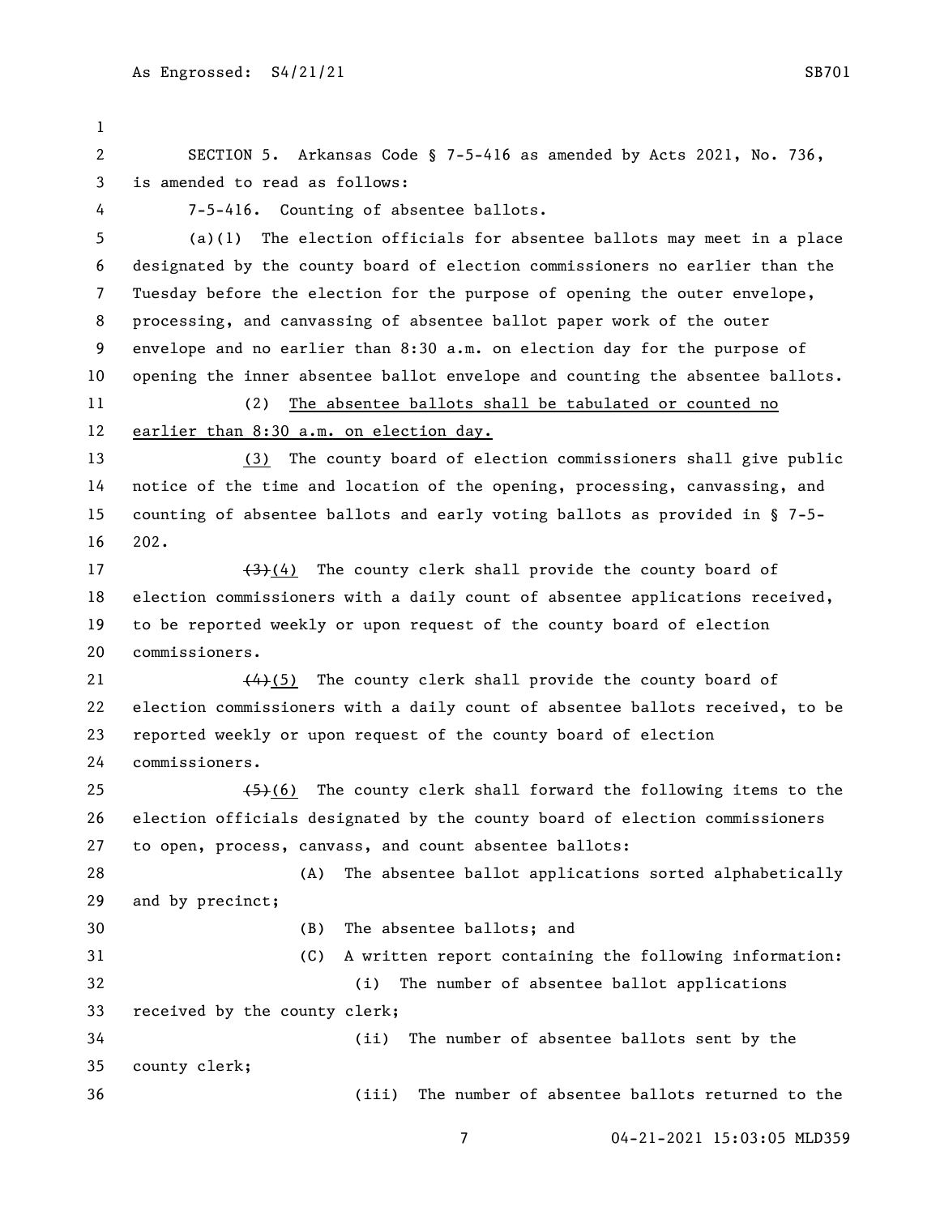SECTION 5. Arkansas Code § 7-5-416 as amended by Acts 2021, No. 736, is amended to read as follows:

7-5-416. Counting of absentee ballots.

(a)(1) The election officials for absentee ballots may meet in a place designated by the county board of election commissioners no earlier than the Tuesday before the election for the purpose of opening the outer envelope, processing, and canvassing of absentee ballot paper work of the outer envelope and no earlier than 8:30 a.m. on election day for the purpose of opening the inner absentee ballot envelope and counting the absentee ballots.

(2) <u>The absentee ballots shall be tabulated or counted no earlier than 8:30 a.m. on election day.</u>

<u>(3)</u> The county board of election commissioners shall give public notice of the time and location of the opening, processing, canvassing, and counting of absentee ballots and early voting ballots as provided in § 7-5-202.

~~(3)~~<u>(4)</u> The county clerk shall provide the county board of election commissioners with a daily count of absentee applications received, to be reported weekly or upon request of the county board of election commissioners.

~~(4)~~<u>(5)</u> The county clerk shall provide the county board of election commissioners with a daily count of absentee ballots received, to be reported weekly or upon request of the county board of election commissioners.

~~(5)~~<u>(6)</u> The county clerk shall forward the following items to the election officials designated by the county board of election commissioners to open, process, canvass, and count absentee ballots:

(A) The absentee ballot applications sorted alphabetically and by precinct;

(B) The absentee ballots; and

(C) A written report containing the following information:

(i) The number of absentee ballot applications received by the county clerk;

(ii) The number of absentee ballots sent by the county clerk;

(iii) The number of absentee ballots returned to the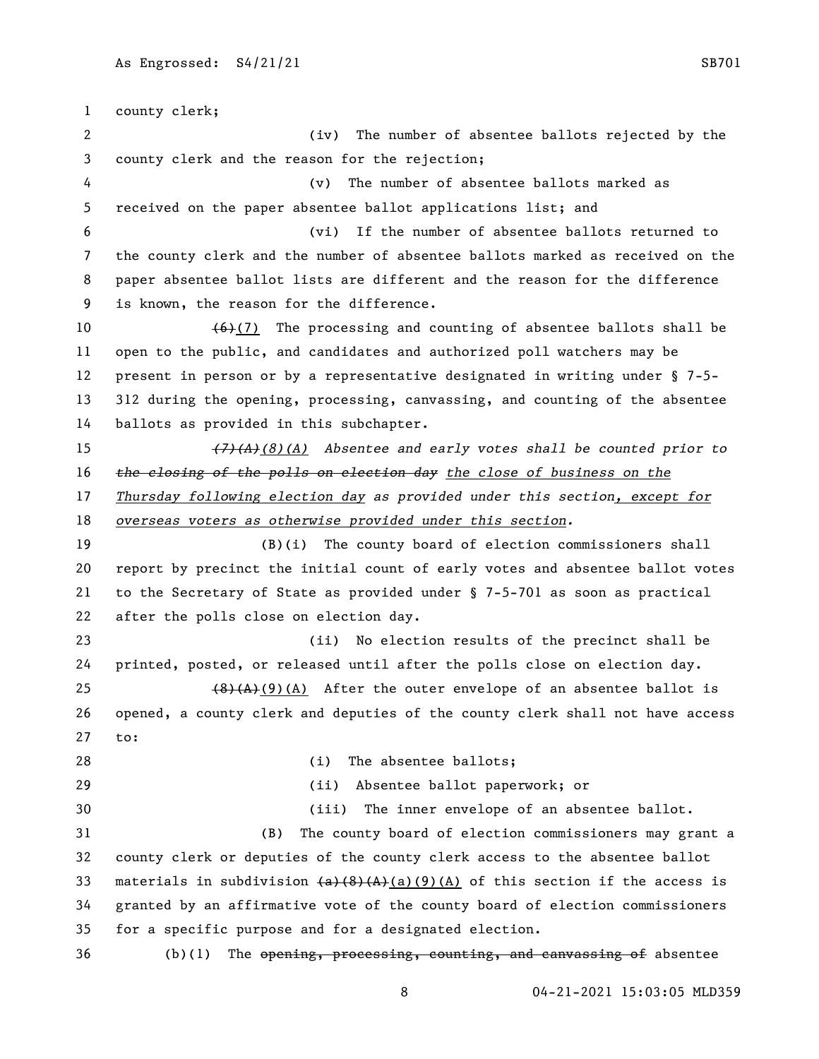county clerk;

(iv) The number of absentee ballots rejected by the county clerk and the reason for the rejection;

(v) The number of absentee ballots marked as received on the paper absentee ballot applications list; and

(vi) If the number of absentee ballots returned to the county clerk and the number of absentee ballots marked as received on the paper absentee ballot lists are different and the reason for the difference is known, the reason for the difference.

~~(6)~~(7) The processing and counting of absentee ballots shall be open to the public, and candidates and authorized poll watchers may be present in person or by a representative designated in writing under § 7-5-312 during the opening, processing, canvassing, and counting of the absentee ballots as provided in this subchapter.

*~~(7)(A)~~(8)(A) Absentee and early votes shall be counted prior to ~~the closing of the polls on election day~~ the close of business on the Thursday following election day as provided under this section, except for overseas voters as otherwise provided under this section.*

(B)(i) The county board of election commissioners shall report by precinct the initial count of early votes and absentee ballot votes to the Secretary of State as provided under § 7-5-701 as soon as practical after the polls close on election day.

(ii) No election results of the precinct shall be printed, posted, or released until after the polls close on election day.

~~(8)(A)~~(9)(A) After the outer envelope of an absentee ballot is opened, a county clerk and deputies of the county clerk shall not have access to:

(i) The absentee ballots;

(ii) Absentee ballot paperwork; or

(iii) The inner envelope of an absentee ballot.

(B) The county board of election commissioners may grant a county clerk or deputies of the county clerk access to the absentee ballot materials in subdivision ~~(a)(8)(A)~~(a)(9)(A) of this section if the access is granted by an affirmative vote of the county board of election commissioners for a specific purpose and for a designated election.

(b)(1) The ~~opening, processing, counting, and canvassing of~~ absentee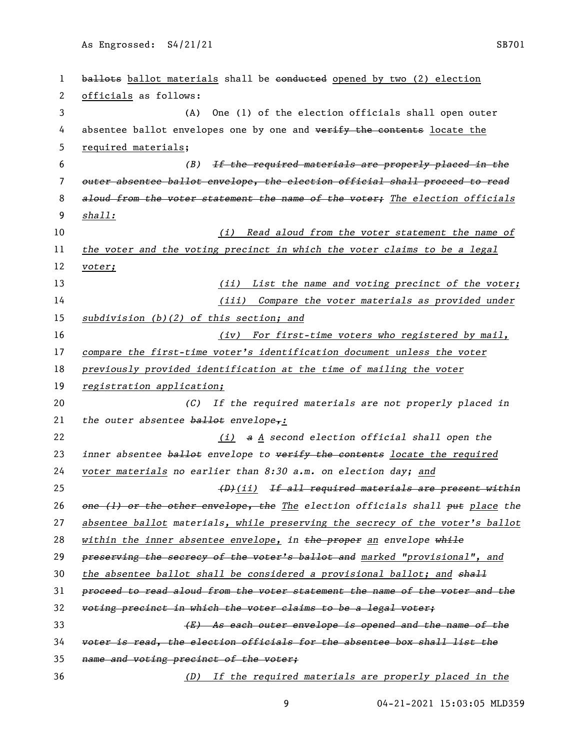ballots ballot materials shall be conducted opened by two (2) election officials as follows:

(A) One (1) of the election officials shall open outer absentee ballot envelopes one by one and verify the contents locate the required materials;

*(B) If the required materials are properly placed in the outer absentee ballot envelope, the election official shall proceed to read aloud from the voter statement the name of the voter; The election officials shall:*

*(i) Read aloud from the voter statement the name of the voter and the voting precinct in which the voter claims to be a legal voter;*

*(ii) List the name and voting precinct of the voter;*

*(iii) Compare the voter materials as provided under subdivision (b)(2) of this section; and*

*(iv) For first-time voters who registered by mail, compare the first-time voter's identification document unless the voter previously provided identification at the time of mailing the voter registration application;*

*(C) If the required materials are not properly placed in the outer absentee ballot envelope,:*

*(i) a A second election official shall open the inner absentee ballot envelope to verify the contents locate the required voter materials no earlier than 8:30 a.m. on election day; and*

*(D)(ii) If all required materials are present within one (1) or the other envelope, the The election officials shall put place the absentee ballot materials, while preserving the secrecy of the voter's ballot within the inner absentee envelope, in the proper an envelope while preserving the secrecy of the voter's ballot and marked "provisional", and the absentee ballot shall be considered a provisional ballot; and shall proceed to read aloud from the voter statement the name of the voter and the voting precinct in which the voter claims to be a legal voter;*

*(E) As each outer envelope is opened and the name of the voter is read, the election officials for the absentee box shall list the name and voting precinct of the voter;*

*(D) If the required materials are properly placed in the*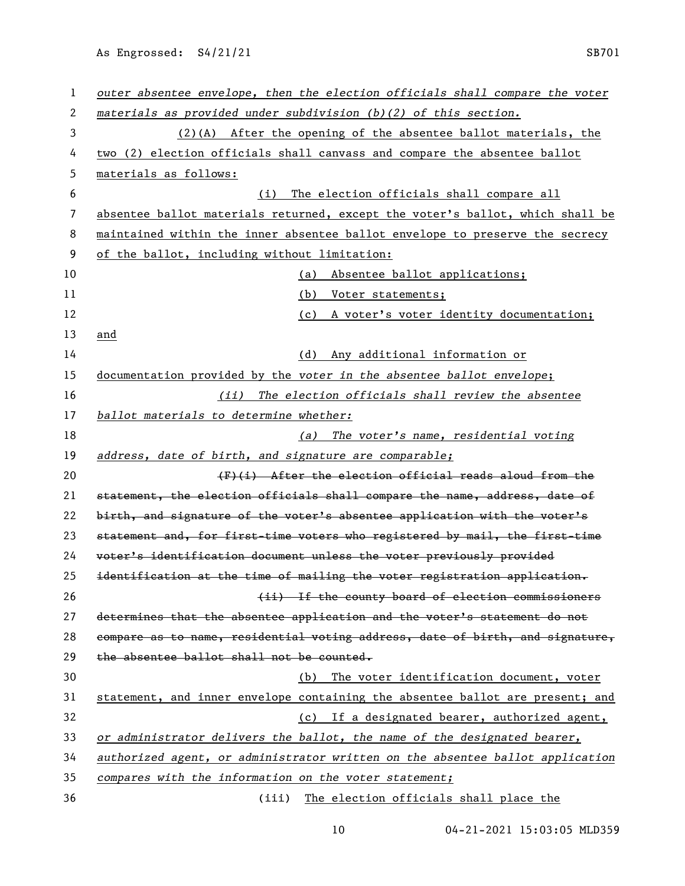*outer absentee envelope, then the election officials shall compare the voter materials as provided under subdivision (b)(2) of this section.*

(2)(A) After the opening of the absentee ballot materials, the two (2) election officials shall canvass and compare the absentee ballot materials as follows:

(i) The election officials shall compare all absentee ballot materials returned, except the voter's ballot, which shall be maintained within the inner absentee ballot envelope to preserve the secrecy of the ballot, including without limitation:

(a) Absentee ballot applications;

(b) Voter statements;

(c) A voter's voter identity documentation; and

(d) Any additional information or documentation provided by the *voter in the absentee ballot envelope*;

*(ii) The election officials shall review the absentee ballot materials to determine whether:*

*(a) The voter's name, residential voting address, date of birth, and signature are comparable;*

~~(F)(i) After the election official reads aloud from the statement, the election officials shall compare the name, address, date of birth, and signature of the voter's absentee application with the voter's statement and, for first-time voters who registered by mail, the first-time voter's identification document unless the voter previously provided identification at the time of mailing the voter registration application.~~

~~(ii) If the county board of election commissioners determines that the absentee application and the voter's statement do not compare as to name, residential voting address, date of birth, and signature, the absentee ballot shall not be counted.~~

(b) The voter identification document, voter statement, and inner envelope containing the absentee ballot are present; and

(c) *If a designated bearer, authorized agent, or administrator delivers the ballot, the name of the designated bearer, authorized agent, or administrator written on the absentee ballot application compares with the information on the voter statement;*

(iii) The election officials shall place the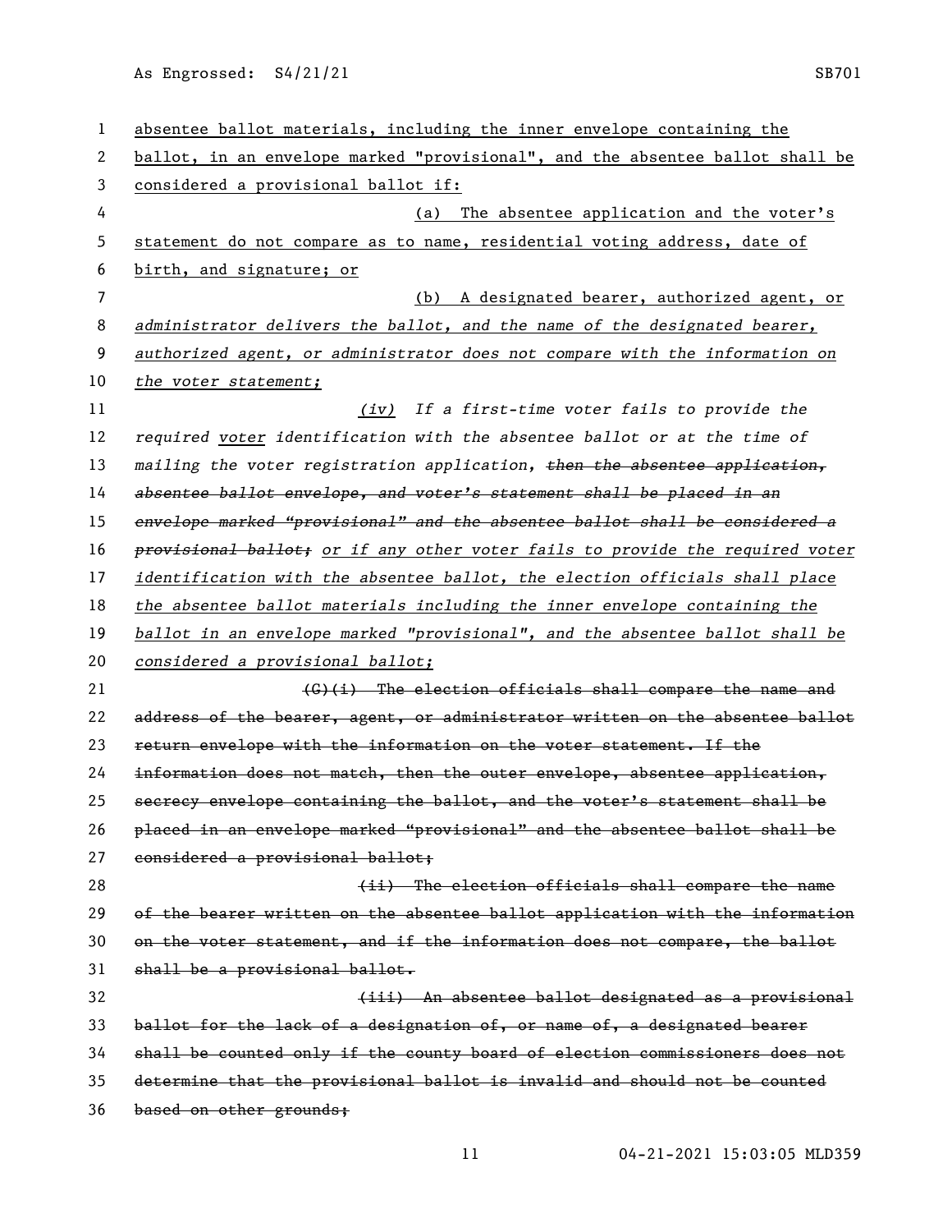absentee ballot materials, including the inner envelope containing the ballot, in an envelope marked "provisional", and the absentee ballot shall be considered a provisional ballot if:

(a) The absentee application and the voter's statement do not compare as to name, residential voting address, date of birth, and signature; or

(b) A designated bearer, authorized agent, or *administrator delivers the ballot, and the name of the designated bearer, authorized agent, or administrator does not compare with the information on the voter statement;*

*(iv) If a first-time voter fails to provide the required voter identification with the absentee ballot or at the time of mailing the voter registration application,* ~~*then the absentee application, absentee ballot envelope, and voter's statement shall be placed in an envelope marked "provisional" and the absentee ballot shall be considered a provisional ballot;*~~ *or if any other voter fails to provide the required voter identification with the absentee ballot, the election officials shall place the absentee ballot materials including the inner envelope containing the ballot in an envelope marked "provisional", and the absentee ballot shall be considered a provisional ballot;*

~~(G)(i) The election officials shall compare the name and address of the bearer, agent, or administrator written on the absentee ballot return envelope with the information on the voter statement. If the information does not match, then the outer envelope, absentee application, secrecy envelope containing the ballot, and the voter's statement shall be placed in an envelope marked "provisional" and the absentee ballot shall be considered a provisional ballot;~~

~~(ii) The election officials shall compare the name of the bearer written on the absentee ballot application with the information on the voter statement, and if the information does not compare, the ballot shall be a provisional ballot.~~

~~(iii) An absentee ballot designated as a provisional ballot for the lack of a designation of, or name of, a designated bearer shall be counted only if the county board of election commissioners does not determine that the provisional ballot is invalid and should not be counted based on other grounds;~~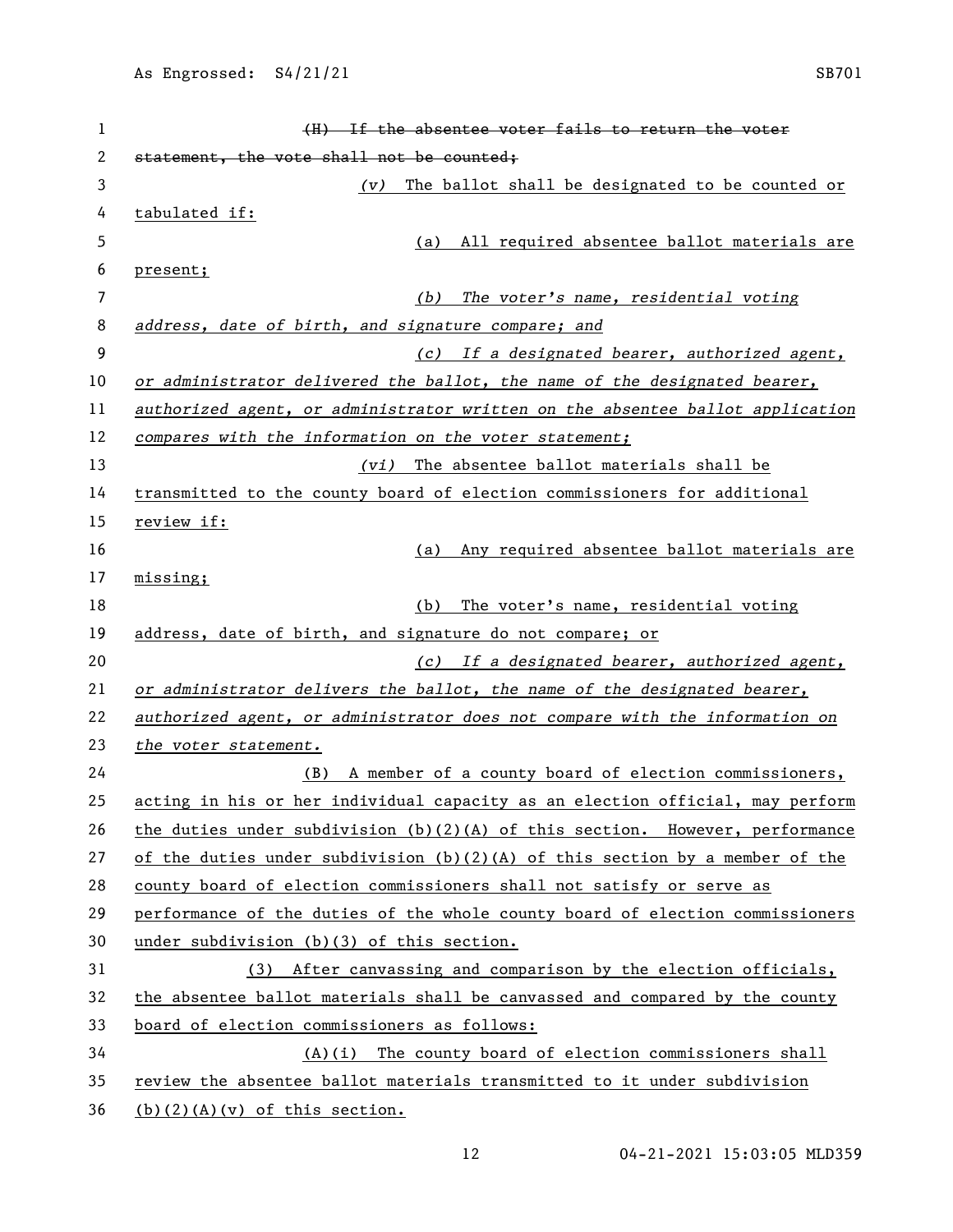~~(H) If the absentee voter fails to return the voter statement, the vote shall not be counted;~~

*(v)* The ballot shall be designated to be counted or tabulated if:

(a) All required absentee ballot materials are present;

*(b) The voter's name, residential voting address, date of birth, and signature compare; and*

*(c) If a designated bearer, authorized agent, or administrator delivered the ballot, the name of the designated bearer, authorized agent, or administrator written on the absentee ballot application compares with the information on the voter statement;*

*(vi)* The absentee ballot materials shall be transmitted to the county board of election commissioners for additional review if:

(a) Any required absentee ballot materials are missing;

(b) The voter's name, residential voting address, date of birth, and signature do not compare; or

*(c) If a designated bearer, authorized agent, or administrator delivers the ballot, the name of the designated bearer, authorized agent, or administrator does not compare with the information on the voter statement.*

(B) A member of a county board of election commissioners, acting in his or her individual capacity as an election official, may perform the duties under subdivision (b)(2)(A) of this section. However, performance of the duties under subdivision (b)(2)(A) of this section by a member of the county board of election commissioners shall not satisfy or serve as performance of the duties of the whole county board of election commissioners under subdivision (b)(3) of this section.

(3) After canvassing and comparison by the election officials, the absentee ballot materials shall be canvassed and compared by the county board of election commissioners as follows:

(A)(i) The county board of election commissioners shall review the absentee ballot materials transmitted to it under subdivision (b)(2)(A)(v) of this section.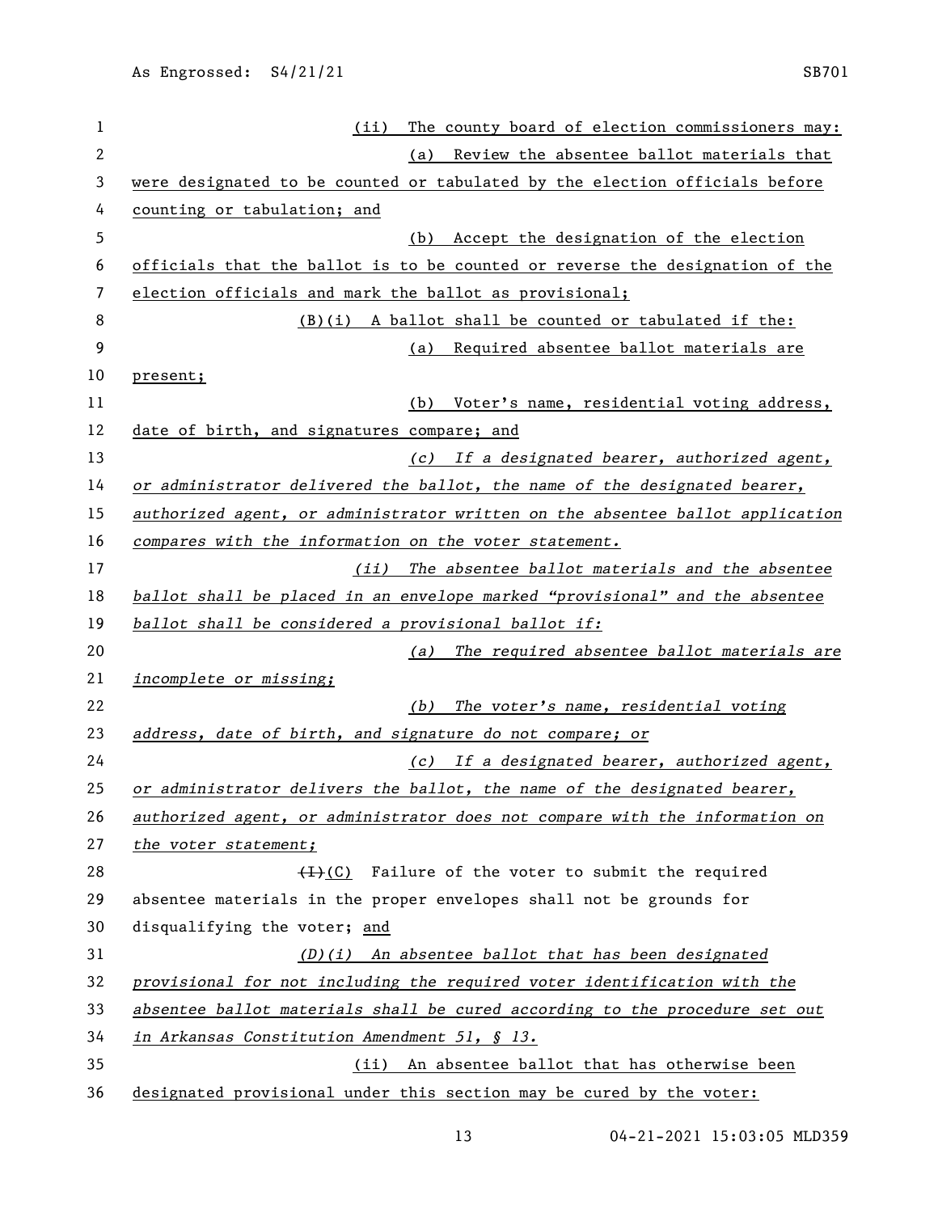(ii) The county board of election commissioners may:

(a) Review the absentee ballot materials that were designated to be counted or tabulated by the election officials before counting or tabulation; and

(b) Accept the designation of the election officials that the ballot is to be counted or reverse the designation of the election officials and mark the ballot as provisional;

(B)(i) A ballot shall be counted or tabulated if the:

(a) Required absentee ballot materials are present;

(b) Voter's name, residential voting address, date of birth, and signatures compare; and

*(c) If a designated bearer, authorized agent, or administrator delivered the ballot, the name of the designated bearer, authorized agent, or administrator written on the absentee ballot application compares with the information on the voter statement.*

*(ii) The absentee ballot materials and the absentee ballot shall be placed in an envelope marked "provisional" and the absentee ballot shall be considered a provisional ballot if:*

*(a) The required absentee ballot materials are incomplete or missing;*

*(b) The voter's name, residential voting address, date of birth, and signature do not compare; or*

*(c) If a designated bearer, authorized agent, or administrator delivers the ballot, the name of the designated bearer, authorized agent, or administrator does not compare with the information on the voter statement;*

~~(I)~~(C) Failure of the voter to submit the required absentee materials in the proper envelopes shall not be grounds for disqualifying the voter; and

*(D)(i) An absentee ballot that has been designated provisional for not including the required voter identification with the absentee ballot materials shall be cured according to the procedure set out in Arkansas Constitution Amendment 51, § 13.*

(ii) An absentee ballot that has otherwise been designated provisional under this section may be cured by the voter: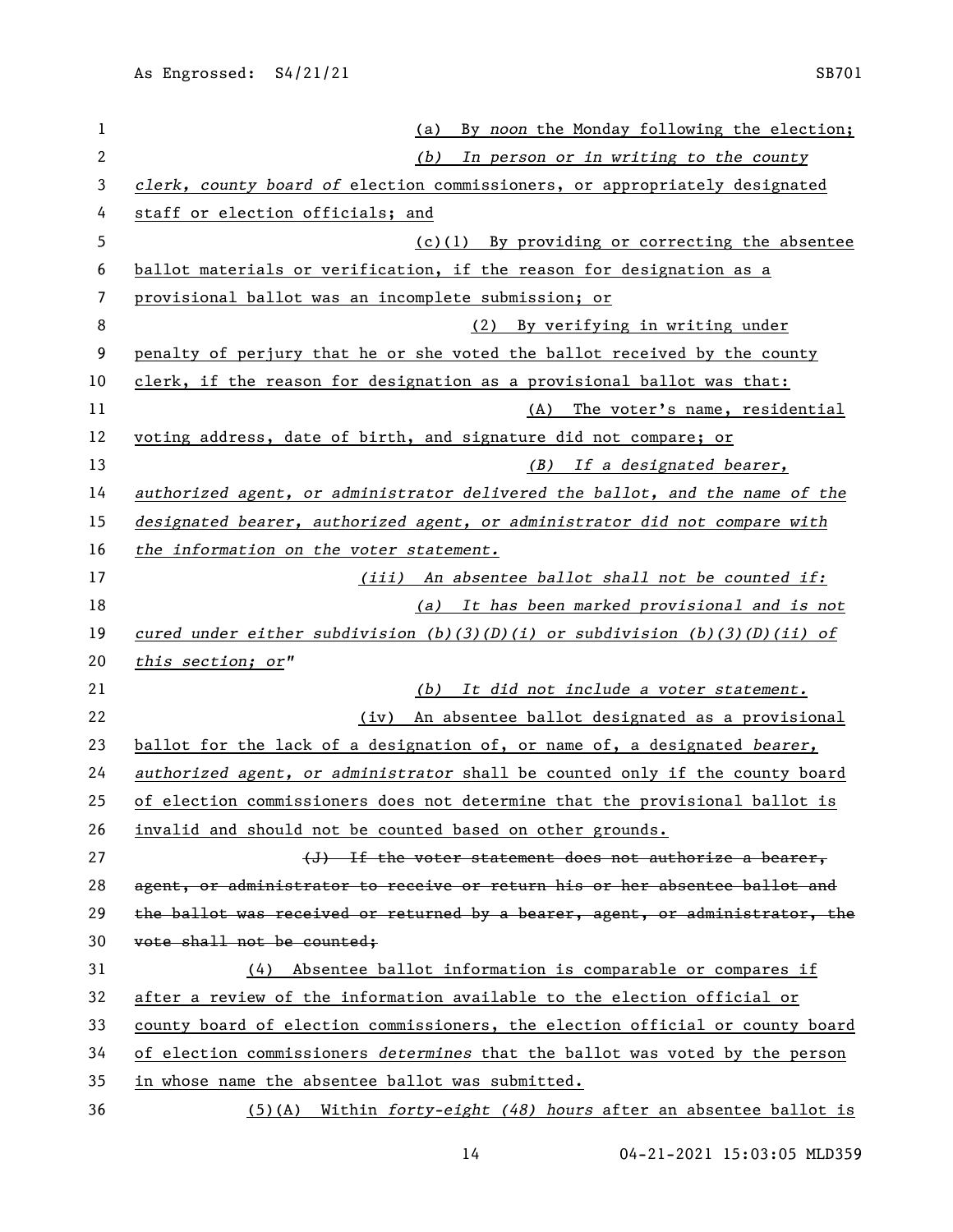(a) By *noon* the Monday following the election;

*(b) In person or in writing to the county clerk, county board of* election commissioners, or appropriately designated staff or election officials; and

(c)(1) By providing or correcting the absentee ballot materials or verification, if the reason for designation as a provisional ballot was an incomplete submission; or

(2) By verifying in writing under penalty of perjury that he or she voted the ballot received by the county clerk, if the reason for designation as a provisional ballot was that:

(A) The voter's name, residential voting address, date of birth, and signature did not compare; or

*(B) If a designated bearer, authorized agent, or administrator delivered the ballot, and the name of the designated bearer, authorized agent, or administrator did not compare with the information on the voter statement.*

*(iii) An absentee ballot shall not be counted if:*

*(a) It has been marked provisional and is not cured under either subdivision (b)(3)(D)(i) or subdivision (b)(3)(D)(ii) of this section; or"*

*(b) It did not include a voter statement.*

(iv) An absentee ballot designated as a provisional ballot for the lack of a designation of, or name of, a designated *bearer, authorized agent, or administrator* shall be counted only if the county board of election commissioners does not determine that the provisional ballot is invalid and should not be counted based on other grounds.

~~(J) If the voter statement does not authorize a bearer, agent, or administrator to receive or return his or her absentee ballot and the ballot was received or returned by a bearer, agent, or administrator, the vote shall not be counted;~~

(4) Absentee ballot information is comparable or compares if after a review of the information available to the election official or county board of election commissioners, the election official or county board of election commissioners *determines* that the ballot was voted by the person in whose name the absentee ballot was submitted.

(5)(A) Within *forty-eight (48) hours* after an absentee ballot is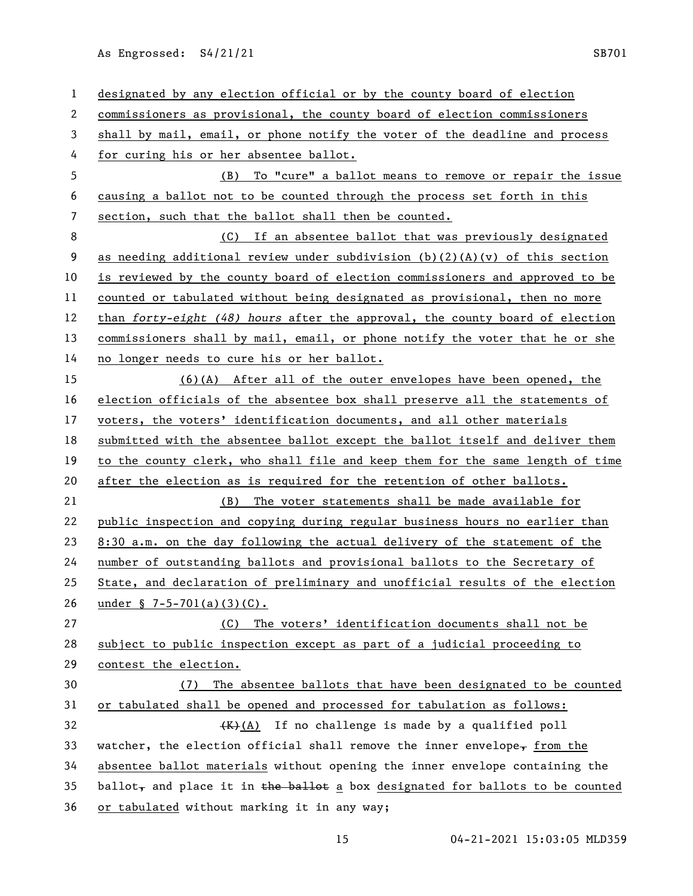designated by any election official or by the county board of election commissioners as provisional, the county board of election commissioners shall by mail, email, or phone notify the voter of the deadline and process for curing his or her absentee ballot.

(B) To "cure" a ballot means to remove or repair the issue causing a ballot not to be counted through the process set forth in this section, such that the ballot shall then be counted.

(C) If an absentee ballot that was previously designated as needing additional review under subdivision (b)(2)(A)(v) of this section is reviewed by the county board of election commissioners and approved to be counted or tabulated without being designated as provisional, then no more than *forty-eight (48) hours* after the approval, the county board of election commissioners shall by mail, email, or phone notify the voter that he or she no longer needs to cure his or her ballot.

(6)(A) After all of the outer envelopes have been opened, the election officials of the absentee box shall preserve all the statements of voters, the voters' identification documents, and all other materials submitted with the absentee ballot except the ballot itself and deliver them to the county clerk, who shall file and keep them for the same length of time after the election as is required for the retention of other ballots.

(B) The voter statements shall be made available for public inspection and copying during regular business hours no earlier than 8:30 a.m. on the day following the actual delivery of the statement of the number of outstanding ballots and provisional ballots to the Secretary of State, and declaration of preliminary and unofficial results of the election under § 7-5-701(a)(3)(C).

(C) The voters' identification documents shall not be subject to public inspection except as part of a judicial proceeding to contest the election.

(7) The absentee ballots that have been designated to be counted or tabulated shall be opened and processed for tabulation as follows:

~~(K)~~(A) If no challenge is made by a qualified poll watcher, the election official shall remove the inner envelope~~,~~ from the absentee ballot materials without opening the inner envelope containing the ballot~~,~~ and place it in ~~the ballot~~ a box designated for ballots to be counted or tabulated without marking it in any way;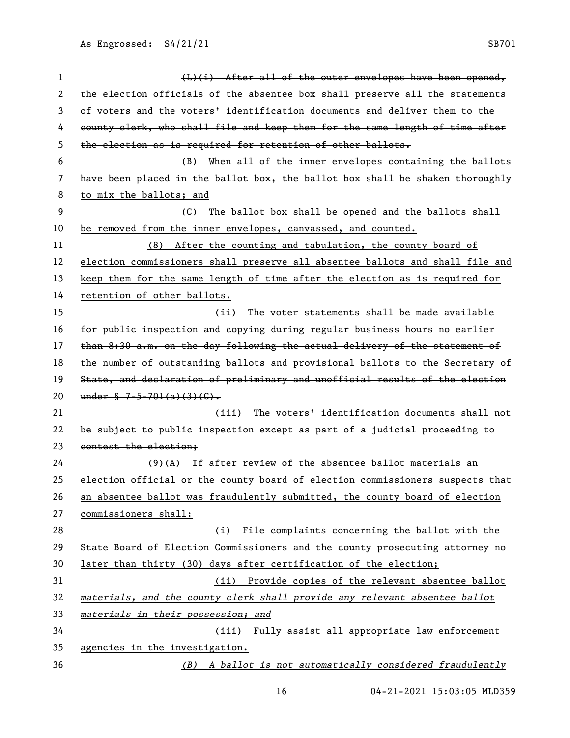~~(L)(i) After all of the outer envelopes have been opened, the election officials of the absentee box shall preserve all the statements of voters and the voters' identification documents and deliver them to the county clerk, who shall file and keep them for the same length of time after the election as is required for retention of other ballots.~~

<u>(B) When all of the inner envelopes containing the ballots have been placed in the ballot box, the ballot box shall be shaken thoroughly to mix the ballots; and</u>

<u>(C) The ballot box shall be opened and the ballots shall be removed from the inner envelopes, canvassed, and counted.</u>

<u>(8) After the counting and tabulation, the county board of election commissioners shall preserve all absentee ballots and shall file and keep them for the same length of time after the election as is required for retention of other ballots.</u>

~~(ii) The voter statements shall be made available for public inspection and copying during regular business hours no earlier than 8:30 a.m. on the day following the actual delivery of the statement of the number of outstanding ballots and provisional ballots to the Secretary of State, and declaration of preliminary and unofficial results of the election under § 7-5-701(a)(3)(C).~~

~~(iii) The voters' identification documents shall not be subject to public inspection except as part of a judicial proceeding to contest the election;~~

<u>(9)(A) If after review of the absentee ballot materials an election official or the county board of election commissioners suspects that an absentee ballot was fraudulently submitted, the county board of election commissioners shall:</u>

<u>(i) File complaints concerning the ballot with the State Board of Election Commissioners and the county prosecuting attorney no later than thirty (30) days after certification of the election;</u>

<u>(ii) Provide copies of the relevant absentee ballot</u> *materials, and the county clerk shall provide any relevant absentee ballot materials in their possession; and*

<u>(iii) Fully assist all appropriate law enforcement agencies in the investigation.</u>

*(B) A ballot is not automatically considered fraudulently*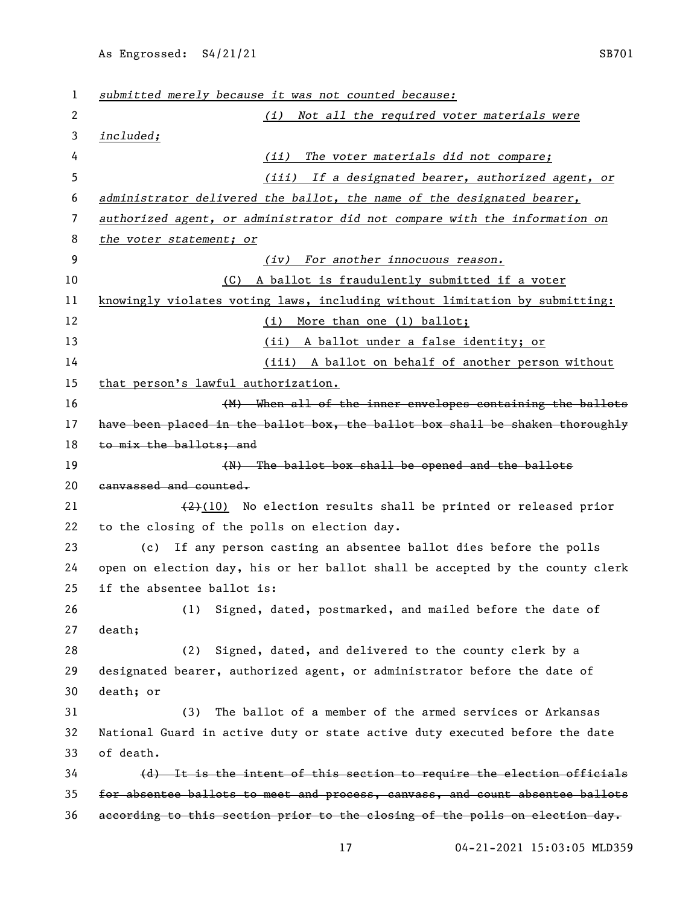*submitted merely because it was not counted because:*

*(i) Not all the required voter materials were included;*

*(ii) The voter materials did not compare;*

*(iii) If a designated bearer, authorized agent, or administrator delivered the ballot, the name of the designated bearer, authorized agent, or administrator did not compare with the information on the voter statement; or*

*(iv) For another innocuous reason.*

(C) A ballot is fraudulently submitted if a voter knowingly violates voting laws, including without limitation by submitting:

(i) More than one (1) ballot;

(ii) A ballot under a false identity; or

(iii) A ballot on behalf of another person without that person's lawful authorization.

~~(M) When all of the inner envelopes containing the ballots have been placed in the ballot box, the ballot box shall be shaken thoroughly to mix the ballots; and~~

~~(N) The ballot box shall be opened and the ballots canvassed and counted.~~

~~(2)~~(10) No election results shall be printed or released prior to the closing of the polls on election day.

(c) If any person casting an absentee ballot dies before the polls open on election day, his or her ballot shall be accepted by the county clerk if the absentee ballot is:

(1) Signed, dated, postmarked, and mailed before the date of death;

(2) Signed, dated, and delivered to the county clerk by a designated bearer, authorized agent, or administrator before the date of death; or

(3) The ballot of a member of the armed services or Arkansas National Guard in active duty or state active duty executed before the date of death.

~~(d) It is the intent of this section to require the election officials for absentee ballots to meet and process, canvass, and count absentee ballots according to this section prior to the closing of the polls on election day.~~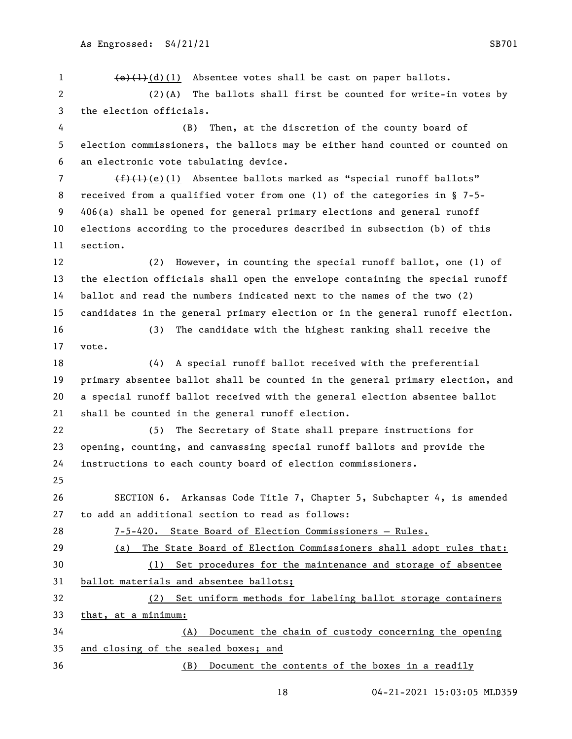~~(e)(1)~~(d)(1) Absentee votes shall be cast on paper ballots.

(2)(A) The ballots shall first be counted for write-in votes by the election officials.

(B) Then, at the discretion of the county board of election commissioners, the ballots may be either hand counted or counted on an electronic vote tabulating device.

~~(f)(1)~~(e)(1) Absentee ballots marked as "special runoff ballots" received from a qualified voter from one (1) of the categories in § 7-5-406(a) shall be opened for general primary elections and general runoff elections according to the procedures described in subsection (b) of this section.

(2) However, in counting the special runoff ballot, one (1) of the election officials shall open the envelope containing the special runoff ballot and read the numbers indicated next to the names of the two (2) candidates in the general primary election or in the general runoff election.

(3) The candidate with the highest ranking shall receive the vote.

(4) A special runoff ballot received with the preferential primary absentee ballot shall be counted in the general primary election, and a special runoff ballot received with the general election absentee ballot shall be counted in the general runoff election.

(5) The Secretary of State shall prepare instructions for opening, counting, and canvassing special runoff ballots and provide the instructions to each county board of election commissioners.

SECTION 6. Arkansas Code Title 7, Chapter 5, Subchapter 4, is amended to add an additional section to read as follows:

<u>7-5-420. State Board of Election Commissioners — Rules.</u>

<u>(a) The State Board of Election Commissioners shall adopt rules that:</u>

<u>(1) Set procedures for the maintenance and storage of absentee ballot materials and absentee ballots;</u>

<u>(2) Set uniform methods for labeling ballot storage containers that, at a minimum:</u>

<u>(A) Document the chain of custody concerning the opening and closing of the sealed boxes; and</u>

<u>(B) Document the contents of the boxes in a readily</u>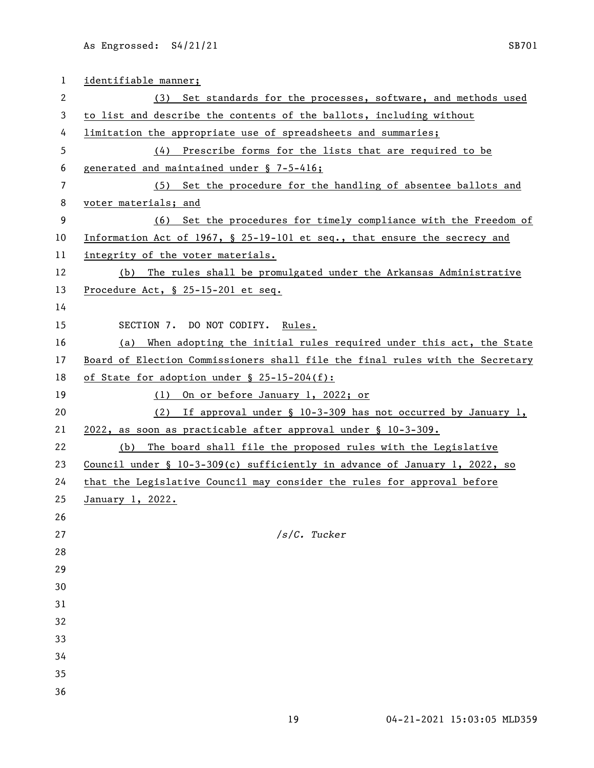identifiable manner;

(3) Set standards for the processes, software, and methods used to list and describe the contents of the ballots, including without limitation the appropriate use of spreadsheets and summaries;

(4) Prescribe forms for the lists that are required to be generated and maintained under § 7-5-416;

(5) Set the procedure for the handling of absentee ballots and voter materials; and

(6) Set the procedures for timely compliance with the Freedom of Information Act of 1967, § 25-19-101 et seq., that ensure the secrecy and integrity of the voter materials.

(b) The rules shall be promulgated under the Arkansas Administrative Procedure Act, § 25-15-201 et seq.

SECTION 7. DO NOT CODIFY. Rules.

(a) When adopting the initial rules required under this act, the State Board of Election Commissioners shall file the final rules with the Secretary of State for adoption under § 25-15-204(f):

(1) On or before January 1, 2022; or

(2) If approval under § 10-3-309 has not occurred by January 1, 2022, as soon as practicable after approval under § 10-3-309.

(b) The board shall file the proposed rules with the Legislative Council under § 10-3-309(c) sufficiently in advance of January 1, 2022, so that the Legislative Council may consider the rules for approval before January 1, 2022.

*/s/C. Tucker*